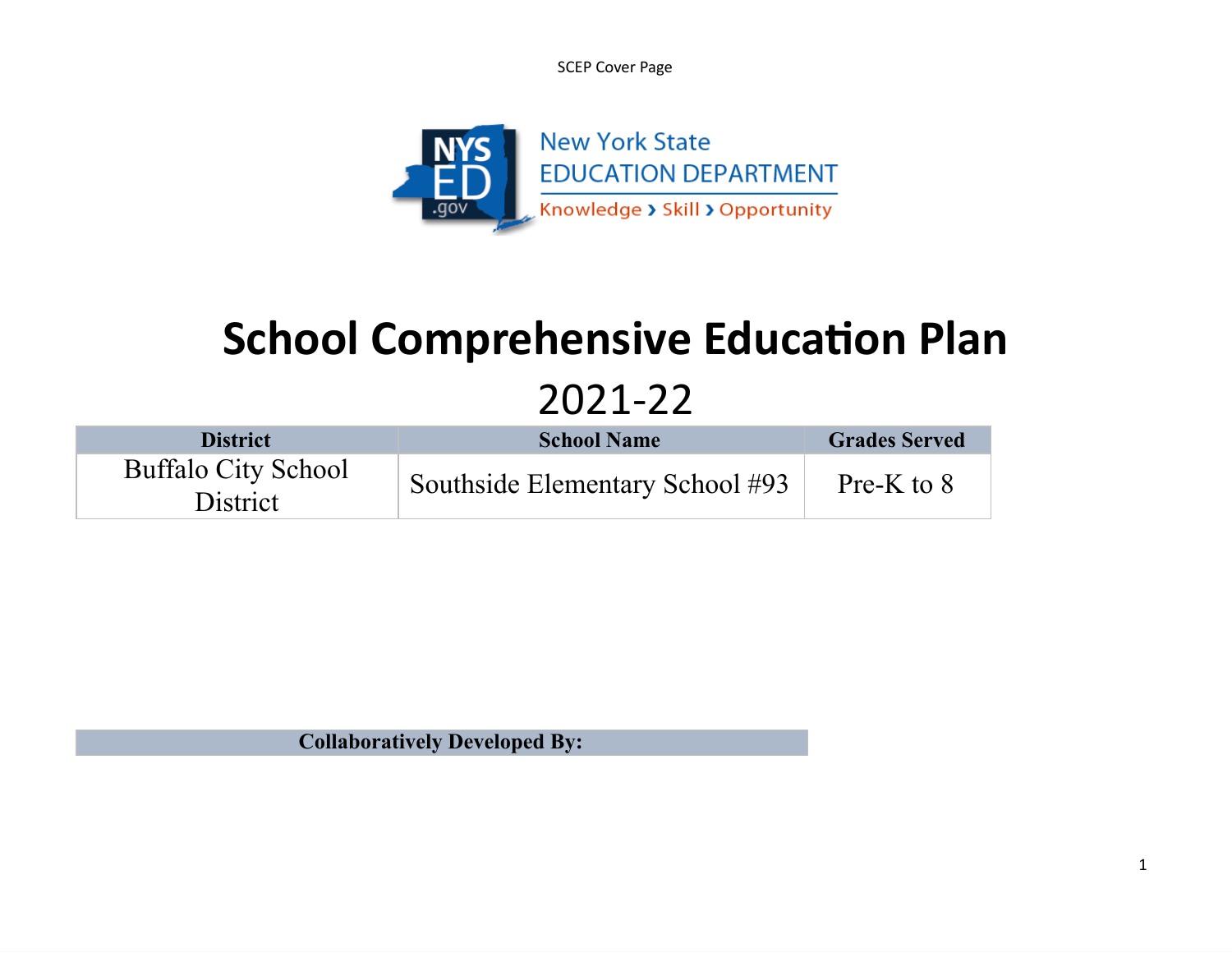SCEP Cover Page

New York State
EDUCATION DEPARTMENT
Knowledge › Skill › Opportunity

# School Comprehensive Education Plan

## 2021-22

| District | School Name | Grades Served |
|---|---|---|
| Buffalo City School District | Southside Elementary School #93 | Pre-K to 8 |

| Collaboratively Developed By: |
|---|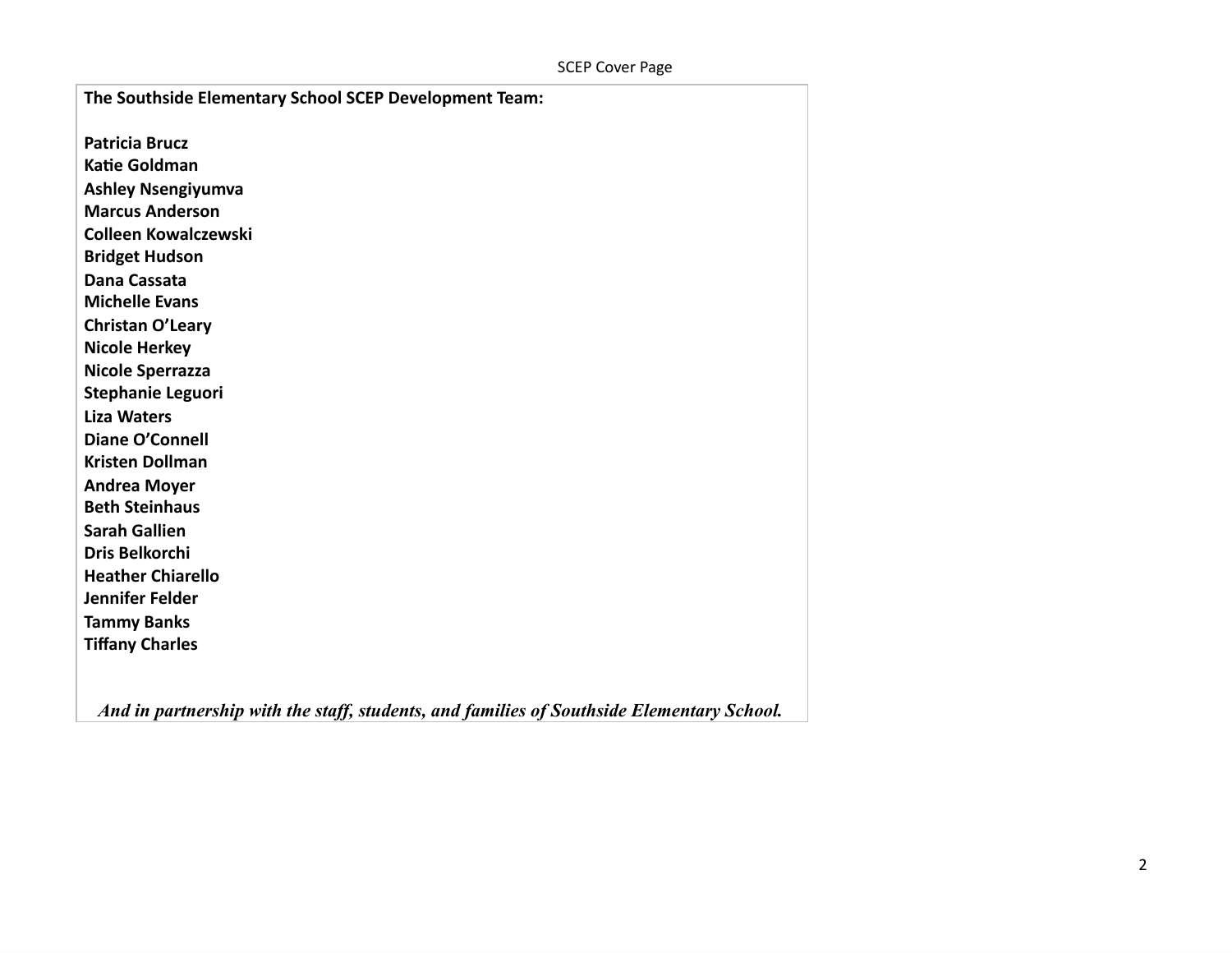SCEP Cover Page

**The Southside Elementary School SCEP Development Team:**

**Patricia Brucz**
**Katie Goldman**
**Ashley Nsengiyumva**
**Marcus Anderson**
**Colleen Kowalczewski**
**Bridget Hudson**
**Dana Cassata**
**Michelle Evans**
**Christan O'Leary**
**Nicole Herkey**
**Nicole Sperrazza**
**Stephanie Leguori**
**Liza Waters**
**Diane O'Connell**
**Kristen Dollman**
**Andrea Moyer**
**Beth Steinhaus**
**Sarah Gallien**
**Dris Belkorchi**
**Heather Chiarello**
**Jennifer Felder**
**Tammy Banks**
**Tiffany Charles**

***And in partnership with the staff, students, and families of Southside Elementary School.***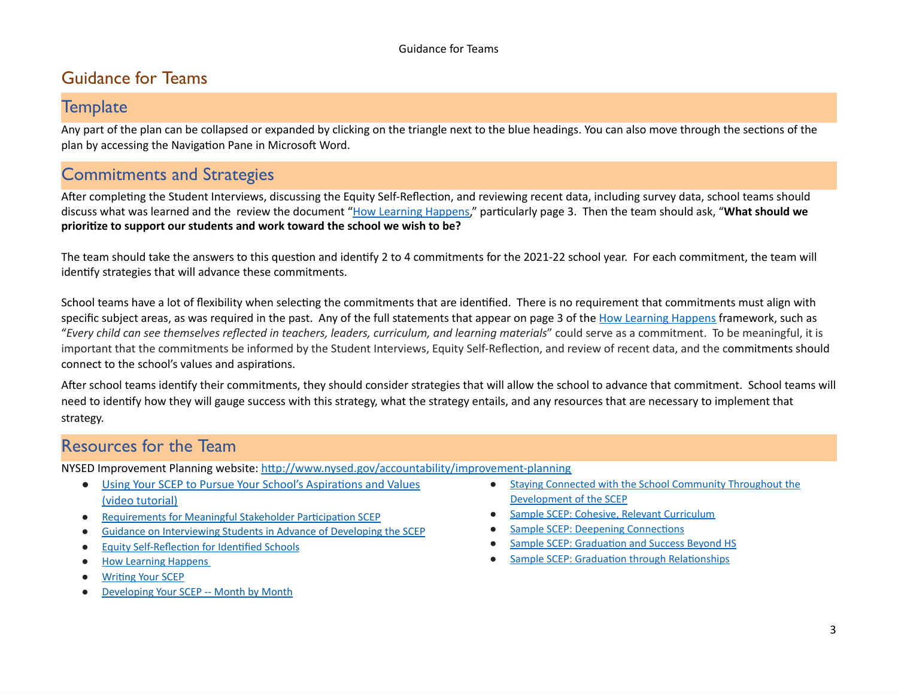# Guidance for Teams

## Template

Any part of the plan can be collapsed or expanded by clicking on the triangle next to the blue headings. You can also move through the sections of the plan by accessing the Navigation Pane in Microsoft Word.

## Commitments and Strategies

After completing the Student Interviews, discussing the Equity Self-Reflection, and reviewing recent data, including survey data, school teams should discuss what was learned and the review the document "How Learning Happens," particularly page 3. Then the team should ask, "**What should we prioritize to support our students and work toward the school we wish to be?**

The team should take the answers to this question and identify 2 to 4 commitments for the 2021-22 school year. For each commitment, the team will identify strategies that will advance these commitments.

School teams have a lot of flexibility when selecting the commitments that are identified. There is no requirement that commitments must align with specific subject areas, as was required in the past. Any of the full statements that appear on page 3 of the How Learning Happens framework, such as "*Every child can see themselves reflected in teachers, leaders, curriculum, and learning materials*" could serve as a commitment. To be meaningful, it is important that the commitments be informed by the Student Interviews, Equity Self-Reflection, and review of recent data, and the commitments should connect to the school's values and aspirations.

After school teams identify their commitments, they should consider strategies that will allow the school to advance that commitment. School teams will need to identify how they will gauge success with this strategy, what the strategy entails, and any resources that are necessary to implement that strategy.

## Resources for the Team

NYSED Improvement Planning website: http://www.nysed.gov/accountability/improvement-planning

- Using Your SCEP to Pursue Your School's Aspirations and Values (video tutorial)
- Requirements for Meaningful Stakeholder Participation SCEP
- Guidance on Interviewing Students in Advance of Developing the SCEP
- Equity Self-Reflection for Identified Schools
- How Learning Happens
- Writing Your SCEP
- Developing Your SCEP -- Month by Month
- Staying Connected with the School Community Throughout the Development of the SCEP
- Sample SCEP: Cohesive, Relevant Curriculum
- Sample SCEP: Deepening Connections
- Sample SCEP: Graduation and Success Beyond HS
- Sample SCEP: Graduation through Relationships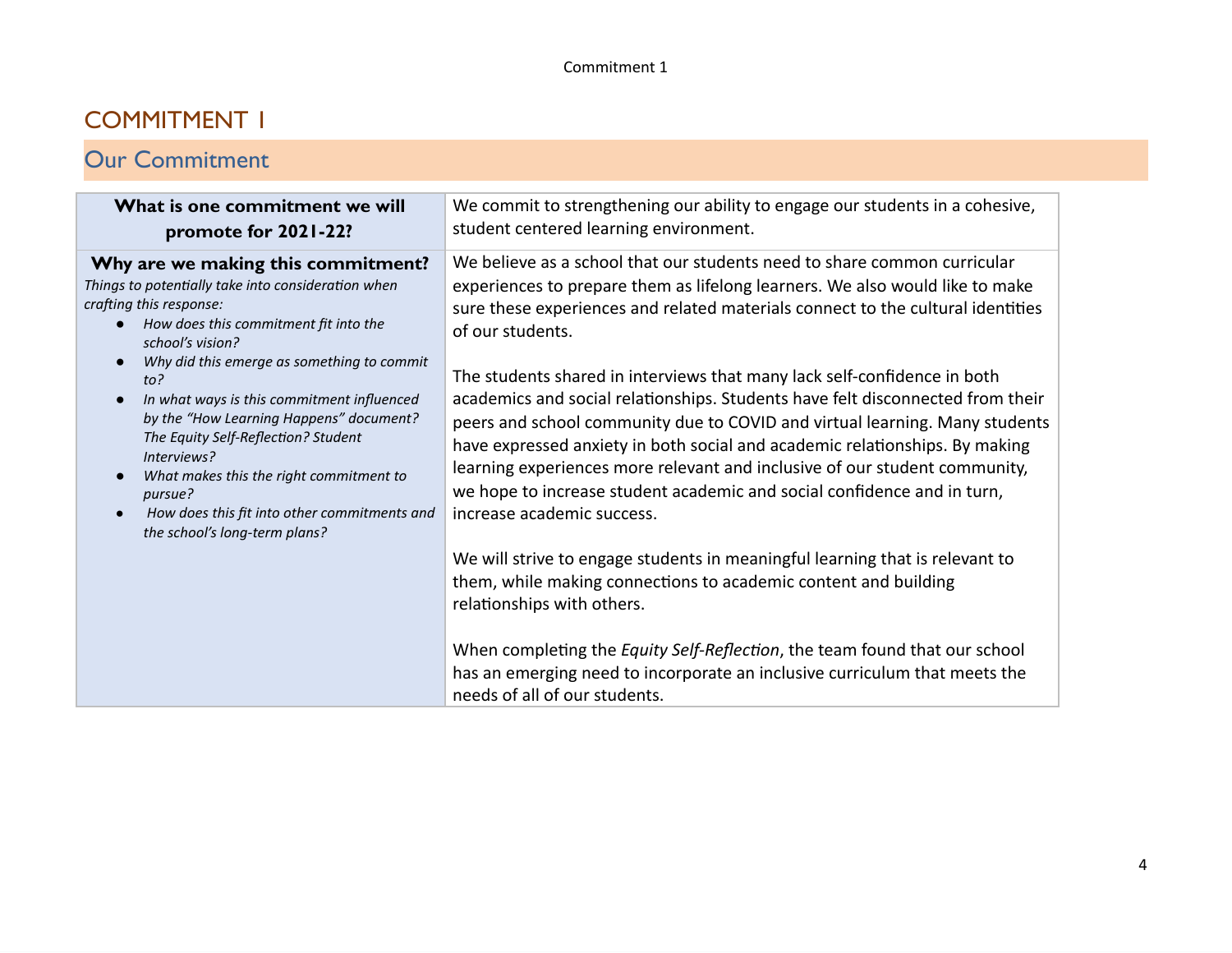# COMMITMENT 1

## Our Commitment

| **What is one commitment we will promote for 2021-22?** | We commit to strengthening our ability to engage our students in a cohesive, student centered learning environment. |
|---|---|
| **Why are we making this commitment?**<br>*Things to potentially take into consideration when crafting this response:*<br>● *How does this commitment fit into the school's vision?*<br>● *Why did this emerge as something to commit to?*<br>● *In what ways is this commitment influenced by the "How Learning Happens" document? The Equity Self-Reflection? Student Interviews?*<br>● *What makes this the right commitment to pursue?*<br>● *How does this fit into other commitments and the school's long-term plans?* | We believe as a school that our students need to share common curricular experiences to prepare them as lifelong learners. We also would like to make sure these experiences and related materials connect to the cultural identities of our students.<br><br>The students shared in interviews that many lack self-confidence in both academics and social relationships. Students have felt disconnected from their peers and school community due to COVID and virtual learning. Many students have expressed anxiety in both social and academic relationships. By making learning experiences more relevant and inclusive of our student community, we hope to increase student academic and social confidence and in turn, increase academic success.<br><br>We will strive to engage students in meaningful learning that is relevant to them, while making connections to academic content and building relationships with others.<br><br>When completing the *Equity Self-Reflection*, the team found that our school has an emerging need to incorporate an inclusive curriculum that meets the needs of all of our students. |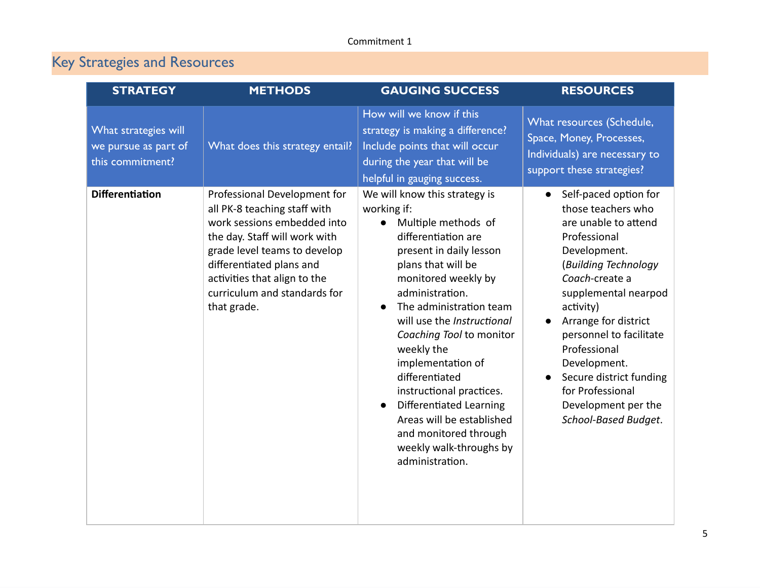Commitment 1

## Key Strategies and Resources

| STRATEGY | METHODS | GAUGING SUCCESS | RESOURCES |
|---|---|---|---|
| What strategies will we pursue as part of this commitment? | What does this strategy entail? | How will we know if this strategy is making a difference? Include points that will occur during the year that will be helpful in gauging success. | What resources (Schedule, Space, Money, Processes, Individuals) are necessary to support these strategies? |
| **Differentiation** | Professional Development for all PK-8 teaching staff with work sessions embedded into the day. Staff will work with grade level teams to develop differentiated plans and activities that align to the curriculum and standards for that grade. | We will know this strategy is working if:<br>● Multiple methods of differentiation are present in daily lesson plans that will be monitored weekly by administration.<br>● The administration team will use the *Instructional Coaching Tool* to monitor weekly the implementation of differentiated instructional practices.<br>● Differentiated Learning Areas will be established and monitored through weekly walk-throughs by administration. | ● Self-paced option for those teachers who are unable to attend Professional Development. (*Building Technology Coach*-create a supplemental nearpod activity)<br>● Arrange for district personnel to facilitate Professional Development.<br>● Secure district funding for Professional Development per the *School-Based Budget*. |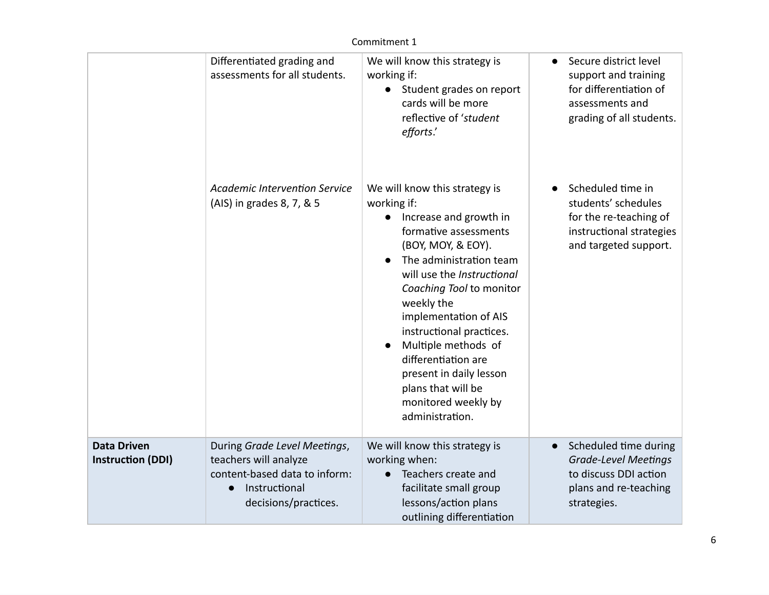Commitment 1

| | | | |
|---|---|---|---|
| | Differentiated grading and assessments for all students. | We will know this strategy is working if:<br>● Student grades on report cards will be more reflective of '*student efforts*.' | ● Secure district level support and training for differentiation of assessments and grading of all students. |
| | *Academic Intervention Service* (AIS) in grades 8, 7, & 5 | We will know this strategy is working if:<br>● Increase and growth in formative assessments (BOY, MOY, & EOY).<br>● The administration team will use the *Instructional Coaching Tool* to monitor weekly the implementation of AIS instructional practices.<br>● Multiple methods of differentiation are present in daily lesson plans that will be monitored weekly by administration. | ● Scheduled time in students' schedules for the re-teaching of instructional strategies and targeted support. |
| **Data Driven Instruction (DDI)** | During *Grade Level Meetings*, teachers will analyze content-based data to inform:<br>● Instructional decisions/practices. | We will know this strategy is working when:<br>● Teachers create and facilitate small group lessons/action plans outlining differentiation | ● Scheduled time during *Grade-Level Meetings* to discuss DDI action plans and re-teaching strategies. |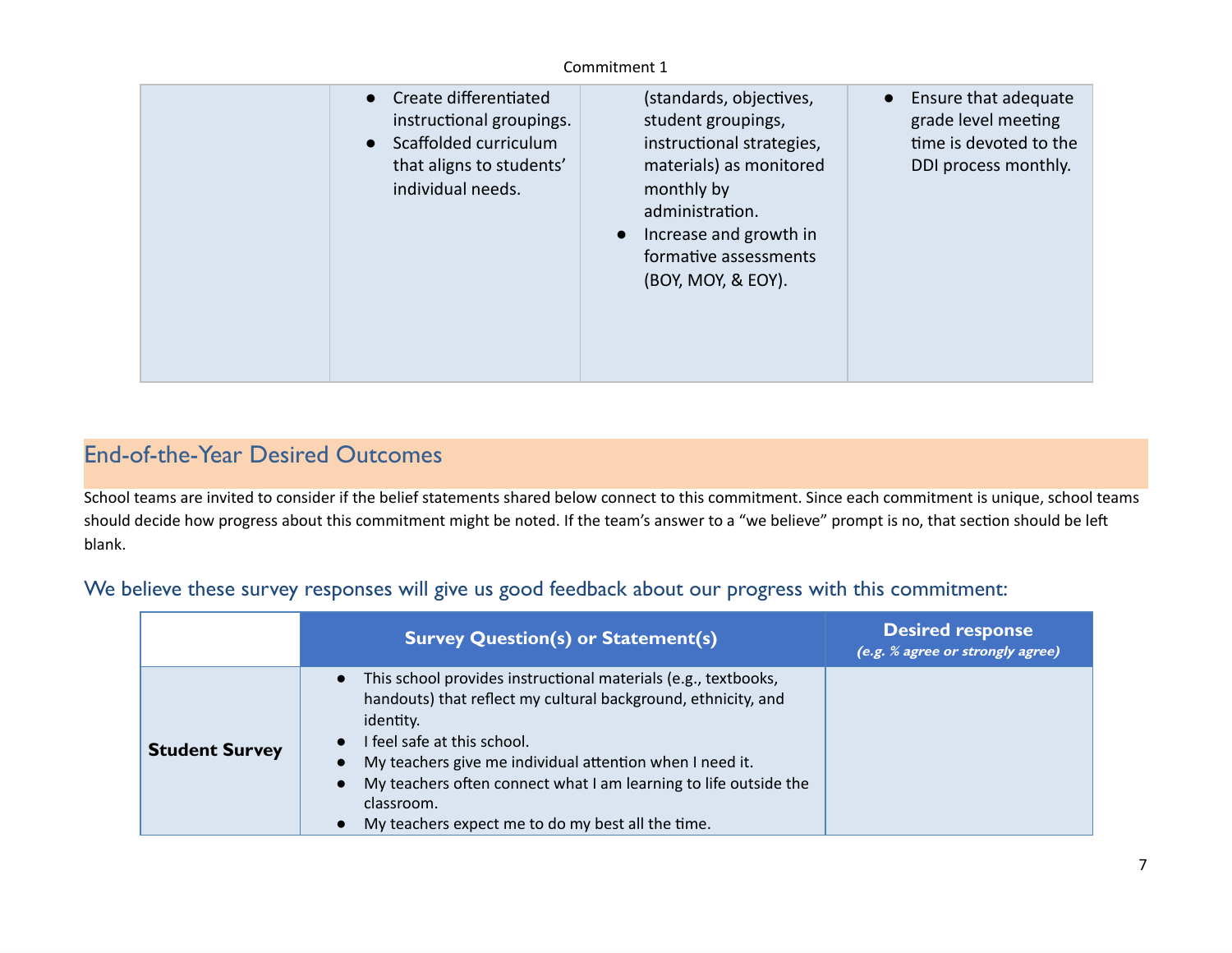Commitment 1

| | | | |
|---|---|---|---|
| | • Create differentiated instructional groupings.<br>• Scaffolded curriculum that aligns to students' individual needs. | (standards, objectives, student groupings, instructional strategies, materials) as monitored monthly by administration.<br>• Increase and growth in formative assessments (BOY, MOY, & EOY). | • Ensure that adequate grade level meeting time is devoted to the DDI process monthly. |

## End-of-the-Year Desired Outcomes

School teams are invited to consider if the belief statements shared below connect to this commitment. Since each commitment is unique, school teams should decide how progress about this commitment might be noted. If the team's answer to a "we believe" prompt is no, that section should be left blank.

### We believe these survey responses will give us good feedback about our progress with this commitment:

| | Survey Question(s) or Statement(s) | Desired response *(e.g. % agree or strongly agree)* |
|---|---|---|
| **Student Survey** | • This school provides instructional materials (e.g., textbooks, handouts) that reflect my cultural background, ethnicity, and identity.<br>• I feel safe at this school.<br>• My teachers give me individual attention when I need it.<br>• My teachers often connect what I am learning to life outside the classroom.<br>• My teachers expect me to do my best all the time. | |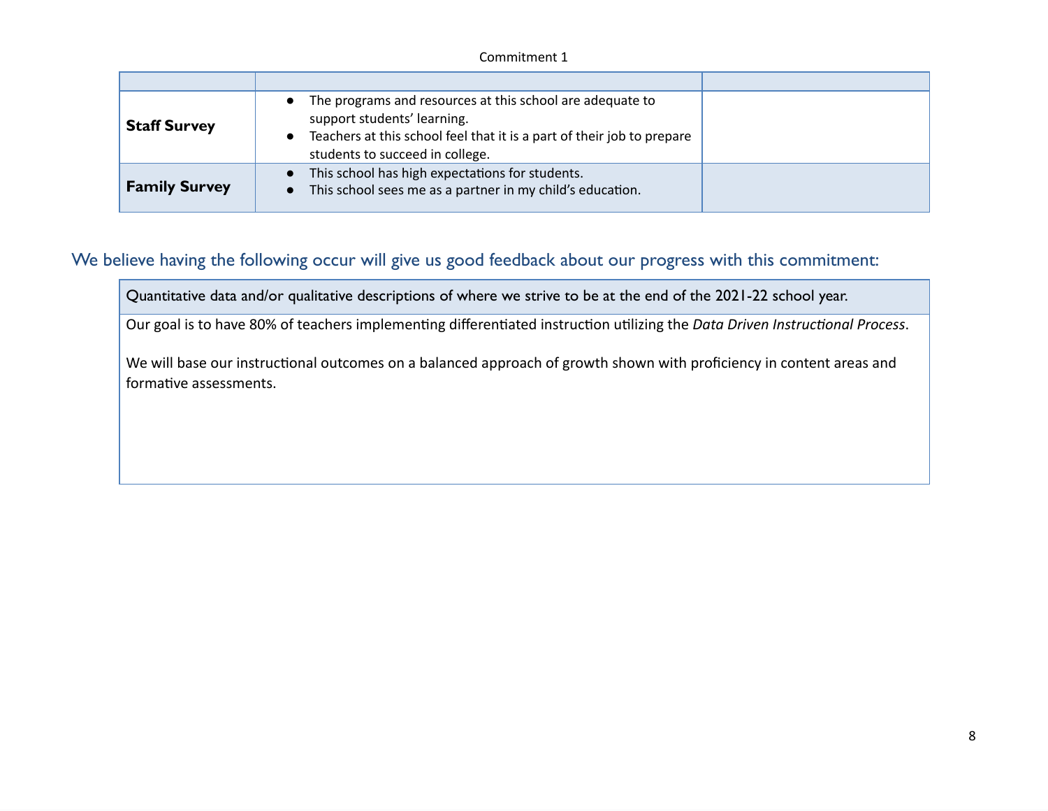Commitment 1

| | | |
|---|---|---|
| **Staff Survey** | • The programs and resources at this school are adequate to support students' learning.<br>• Teachers at this school feel that it is a part of their job to prepare students to succeed in college. | |
| **Family Survey** | • This school has high expectations for students.<br>• This school sees me as a partner in my child's education. | |

## We believe having the following occur will give us good feedback about our progress with this commitment:

| Quantitative data and/or qualitative descriptions of where we strive to be at the end of the 2021-22 school year. |
|---|
| Our goal is to have 80% of teachers implementing differentiated instruction utilizing the *Data Driven Instructional Process*.<br><br>We will base our instructional outcomes on a balanced approach of growth shown with proficiency in content areas and formative assessments. |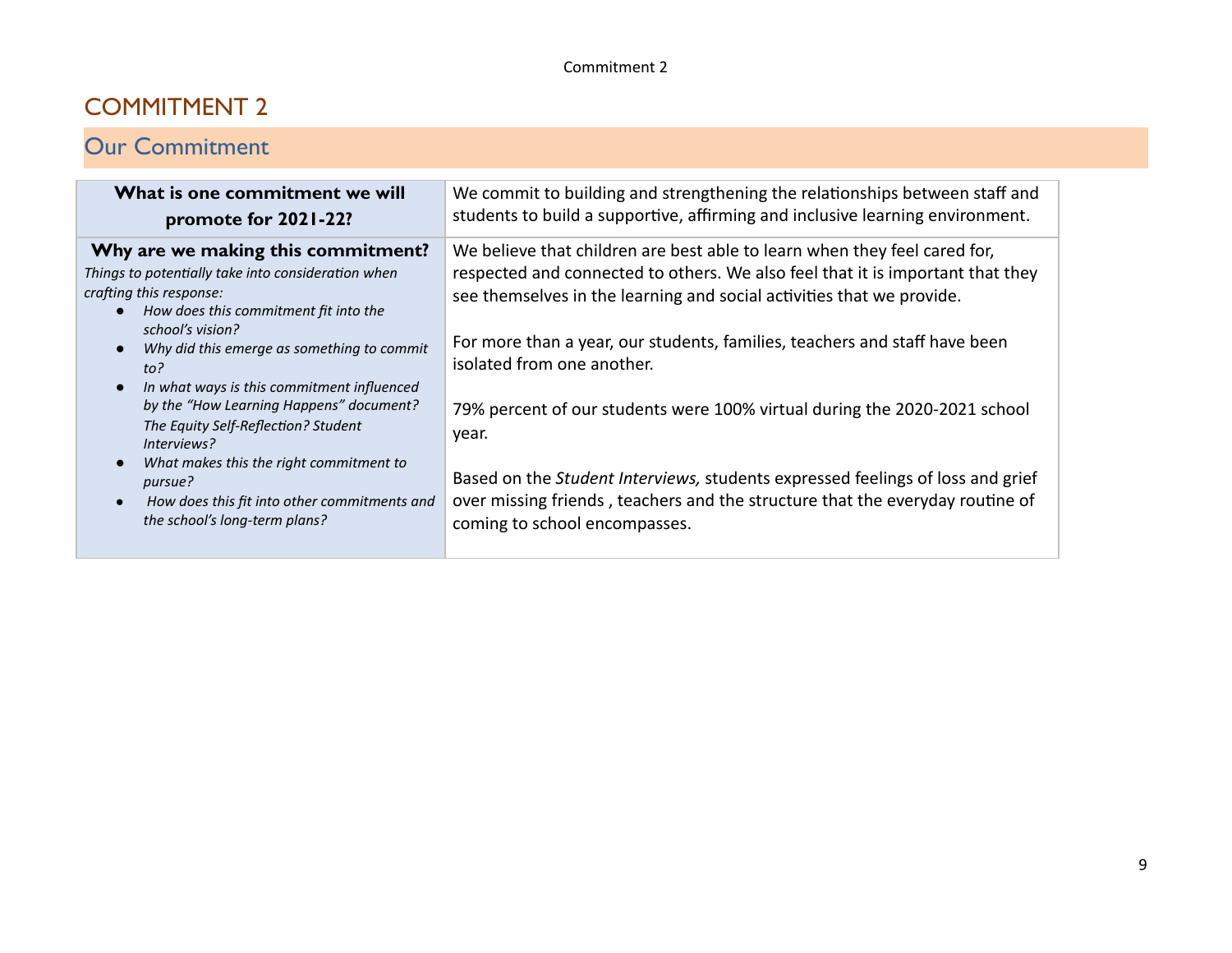# COMMITMENT 2

## Our Commitment

| **What is one commitment we will promote for 2021-22?** | We commit to building and strengthening the relationships between staff and students to build a supportive, affirming and inclusive learning environment. |
|---|---|
| **Why are we making this commitment?**<br>*Things to potentially take into consideration when crafting this response:*<br>● *How does this commitment fit into the school's vision?*<br>● *Why did this emerge as something to commit to?*<br>● *In what ways is this commitment influenced by the "How Learning Happens" document? The Equity Self-Reflection? Student Interviews?*<br>● *What makes this the right commitment to pursue?*<br>● *How does this fit into other commitments and the school's long-term plans?* | We believe that children are best able to learn when they feel cared for, respected and connected to others. We also feel that it is important that they see themselves in the learning and social activities that we provide.<br><br>For more than a year, our students, families, teachers and staff have been isolated from one another.<br><br>79% percent of our students were 100% virtual during the 2020-2021 school year.<br><br>Based on the *Student Interviews,* students expressed feelings of loss and grief over missing friends , teachers and the structure that the everyday routine of coming to school encompasses. |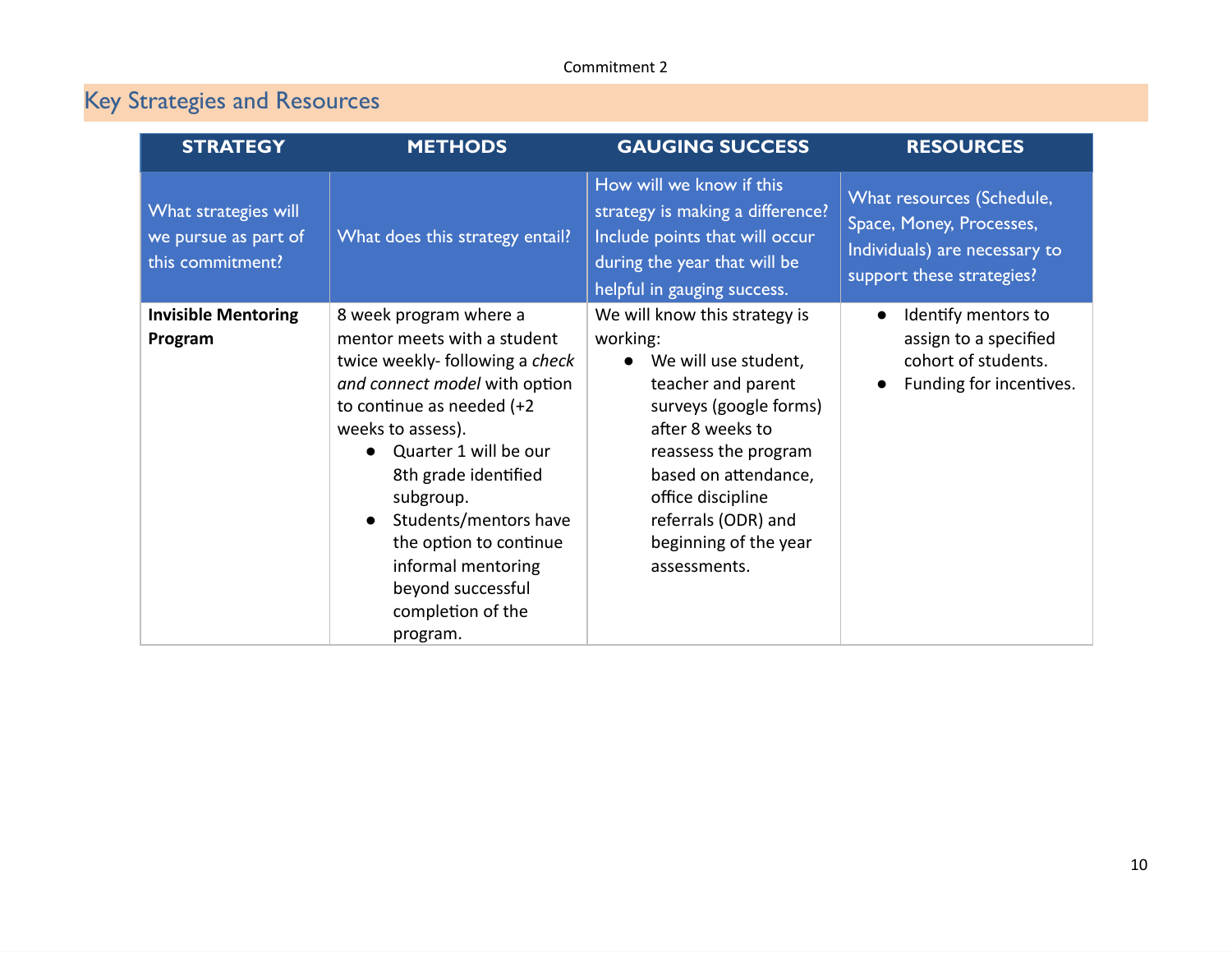Commitment 2

## Key Strategies and Resources

| STRATEGY | METHODS | GAUGING SUCCESS | RESOURCES |
|---|---|---|---|
| What strategies will we pursue as part of this commitment? | What does this strategy entail? | How will we know if this strategy is making a difference? Include points that will occur during the year that will be helpful in gauging success. | What resources (Schedule, Space, Money, Processes, Individuals) are necessary to support these strategies? |
| **Invisible Mentoring Program** | 8 week program where a mentor meets with a student twice weekly- following a *check and connect model* with option to continue as needed (+2 weeks to assess).<br>● Quarter 1 will be our 8th grade identified subgroup.<br>● Students/mentors have the option to continue informal mentoring beyond successful completion of the program. | We will know this strategy is working:<br>● We will use student, teacher and parent surveys (google forms) after 8 weeks to reassess the program based on attendance, office discipline referrals (ODR) and beginning of the year assessments. | ● Identify mentors to assign to a specified cohort of students.<br>● Funding for incentives. |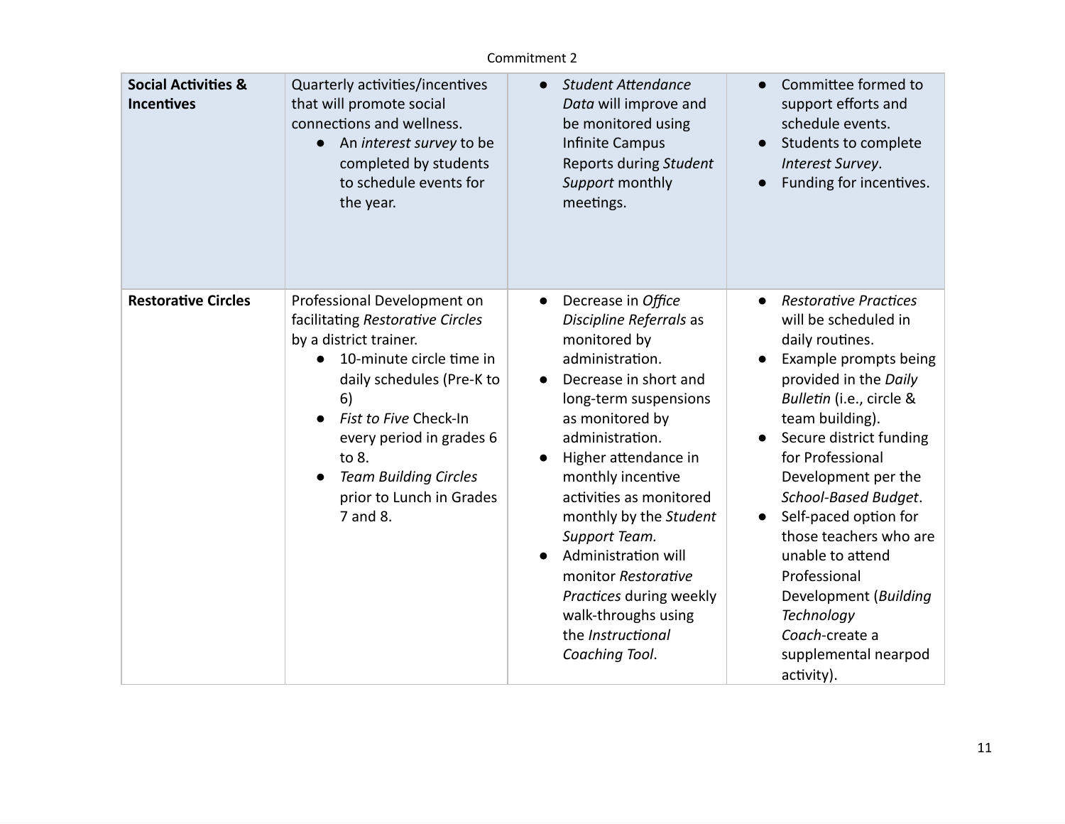Commitment 2

| | | | |
|---|---|---|---|
| **Social Activities & Incentives** | Quarterly activities/incentives that will promote social connections and wellness.<br>● An *interest survey* to be completed by students to schedule events for the year. | ● *Student Attendance Data* will improve and be monitored using Infinite Campus Reports during *Student Support* monthly meetings. | ● Committee formed to support efforts and schedule events.<br>● Students to complete *Interest Survey*.<br>● Funding for incentives. |
| **Restorative Circles** | Professional Development on facilitating *Restorative Circles* by a district trainer.<br>● 10-minute circle time in daily schedules (Pre-K to 6)<br>● *Fist to Five* Check-In every period in grades 6 to 8.<br>● *Team Building Circles* prior to Lunch in Grades 7 and 8. | ● Decrease in *Office Discipline Referrals* as monitored by administration.<br>● Decrease in short and long-term suspensions as monitored by administration.<br>● Higher attendance in monthly incentive activities as monitored monthly by the *Student Support Team.*<br>● Administration will monitor *Restorative Practices* during weekly walk-throughs using the *Instructional Coaching Tool*. | ● *Restorative Practices* will be scheduled in daily routines.<br>● Example prompts being provided in the *Daily Bulletin* (i.e., circle & team building).<br>● Secure district funding for Professional Development per the *School-Based Budget*.<br>● Self-paced option for those teachers who are unable to attend Professional Development (*Building Technology Coach*-create a supplemental nearpod activity). |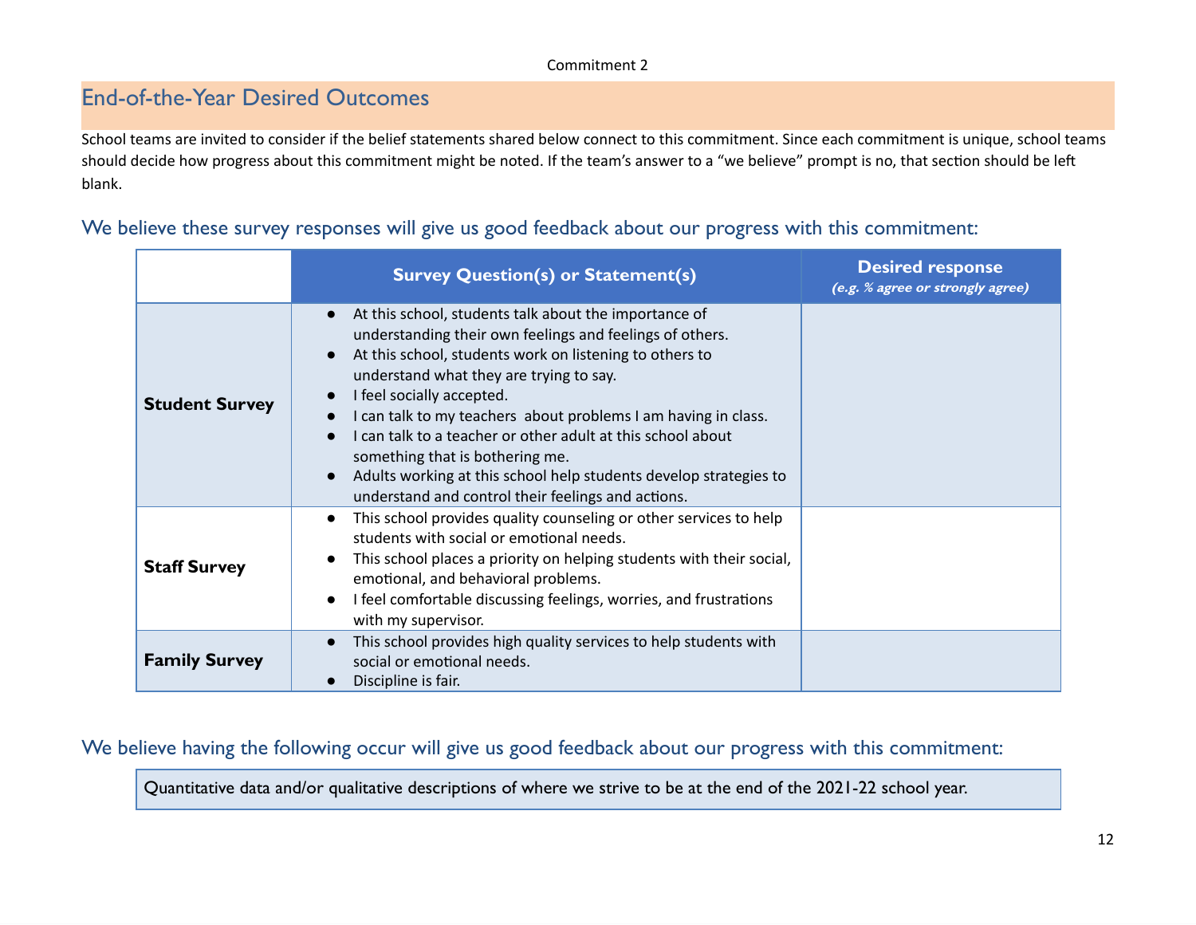Commitment 2

## End-of-the-Year Desired Outcomes

School teams are invited to consider if the belief statements shared below connect to this commitment. Since each commitment is unique, school teams should decide how progress about this commitment might be noted. If the team's answer to a "we believe" prompt is no, that section should be left blank.

### We believe these survey responses will give us good feedback about our progress with this commitment:

| | Survey Question(s) or Statement(s) | Desired response *(e.g. % agree or strongly agree)* |
|---|---|---|
| **Student Survey** | • At this school, students talk about the importance of understanding their own feelings and feelings of others.<br>• At this school, students work on listening to others to understand what they are trying to say.<br>• I feel socially accepted.<br>• I can talk to my teachers about problems I am having in class.<br>• I can talk to a teacher or other adult at this school about something that is bothering me.<br>• Adults working at this school help students develop strategies to understand and control their feelings and actions. | |
| **Staff Survey** | • This school provides quality counseling or other services to help students with social or emotional needs.<br>• This school places a priority on helping students with their social, emotional, and behavioral problems.<br>• I feel comfortable discussing feelings, worries, and frustrations with my supervisor. | |
| **Family Survey** | • This school provides high quality services to help students with social or emotional needs.<br>• Discipline is fair. | |

### We believe having the following occur will give us good feedback about our progress with this commitment:

| Quantitative data and/or qualitative descriptions of where we strive to be at the end of the 2021-22 school year. |
|---|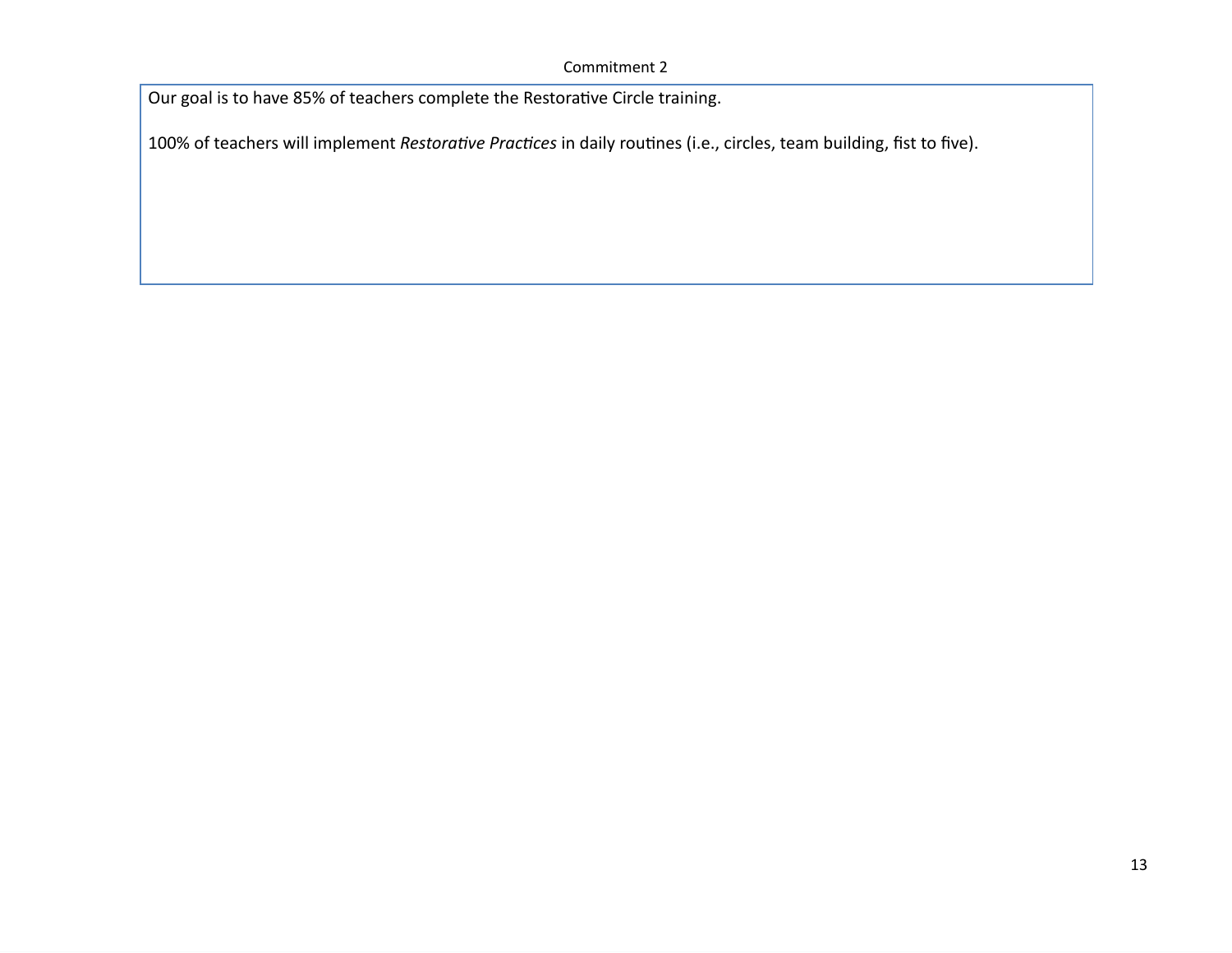Commitment 2

Our goal is to have 85% of teachers complete the Restorative Circle training.

100% of teachers will implement *Restorative Practices* in daily routines (i.e., circles, team building, fist to five).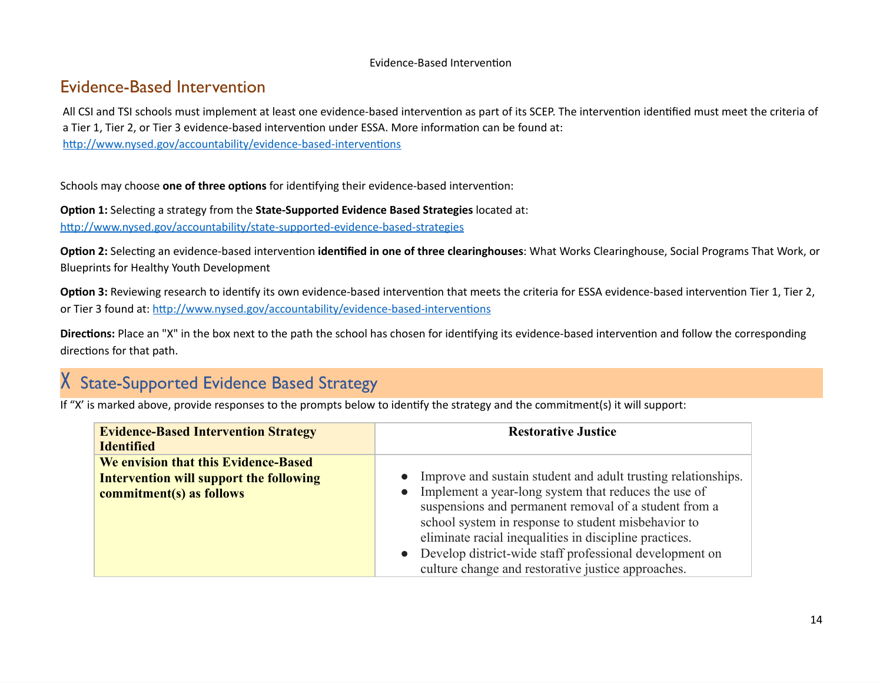## Evidence-Based Intervention

All CSI and TSI schools must implement at least one evidence-based intervention as part of its SCEP. The intervention identified must meet the criteria of a Tier 1, Tier 2, or Tier 3 evidence-based intervention under ESSA. More information can be found at: http://www.nysed.gov/accountability/evidence-based-interventions

Schools may choose **one of three options** for identifying their evidence-based intervention:

**Option 1:** Selecting a strategy from the **State-Supported Evidence Based Strategies** located at: http://www.nysed.gov/accountability/state-supported-evidence-based-strategies

**Option 2:** Selecting an evidence-based intervention **identified in one of three clearinghouses**: What Works Clearinghouse, Social Programs That Work, or Blueprints for Healthy Youth Development

**Option 3:** Reviewing research to identify its own evidence-based intervention that meets the criteria for ESSA evidence-based intervention Tier 1, Tier 2, or Tier 3 found at: http://www.nysed.gov/accountability/evidence-based-interventions

**Directions:** Place an "X" in the box next to the path the school has chosen for identifying its evidence-based intervention and follow the corresponding directions for that path.

## X State-Supported Evidence Based Strategy

If "X' is marked above, provide responses to the prompts below to identify the strategy and the commitment(s) it will support:

| **Evidence-Based Intervention Strategy Identified** | **Restorative Justice** |
|---|---|
| **We envision that this Evidence-Based Intervention will support the following commitment(s) as follows** | • Improve and sustain student and adult trusting relationships.<br>• Implement a year-long system that reduces the use of suspensions and permanent removal of a student from a school system in response to student misbehavior to eliminate racial inequalities in discipline practices.<br>• Develop district-wide staff professional development on culture change and restorative justice approaches. |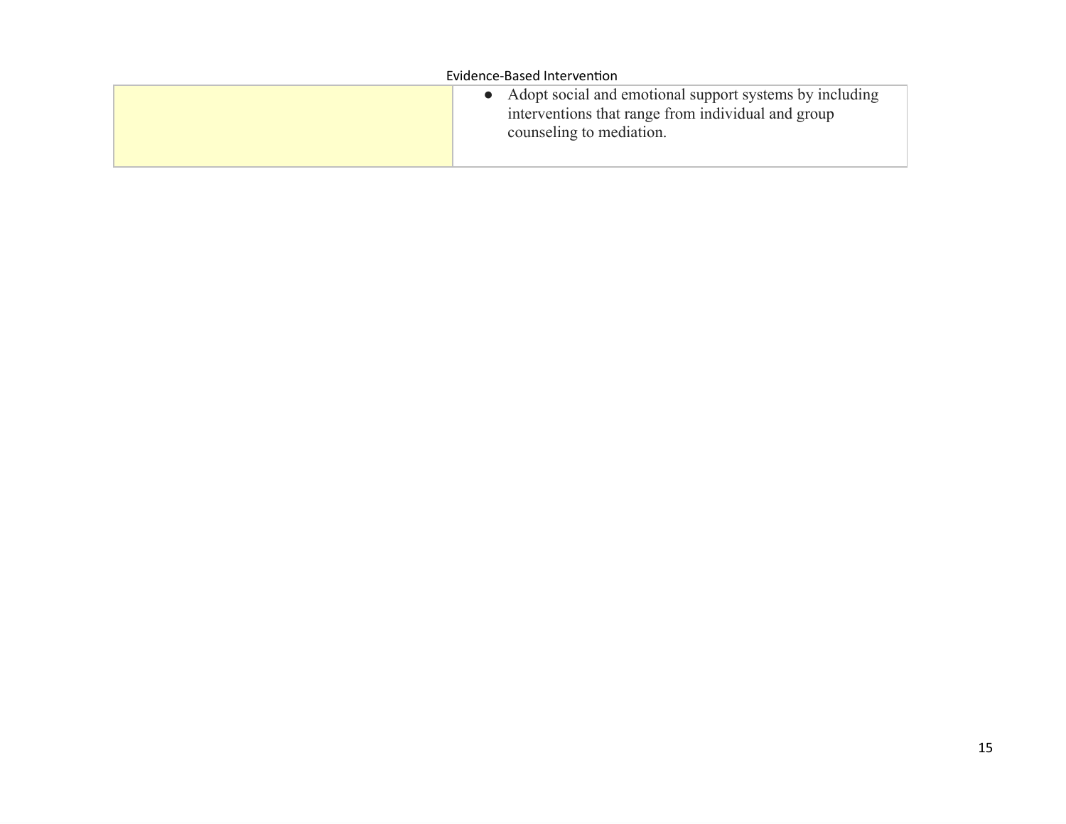| | |
|---|---|
| | • Adopt social and emotional support systems by including interventions that range from individual and group counseling to mediation. |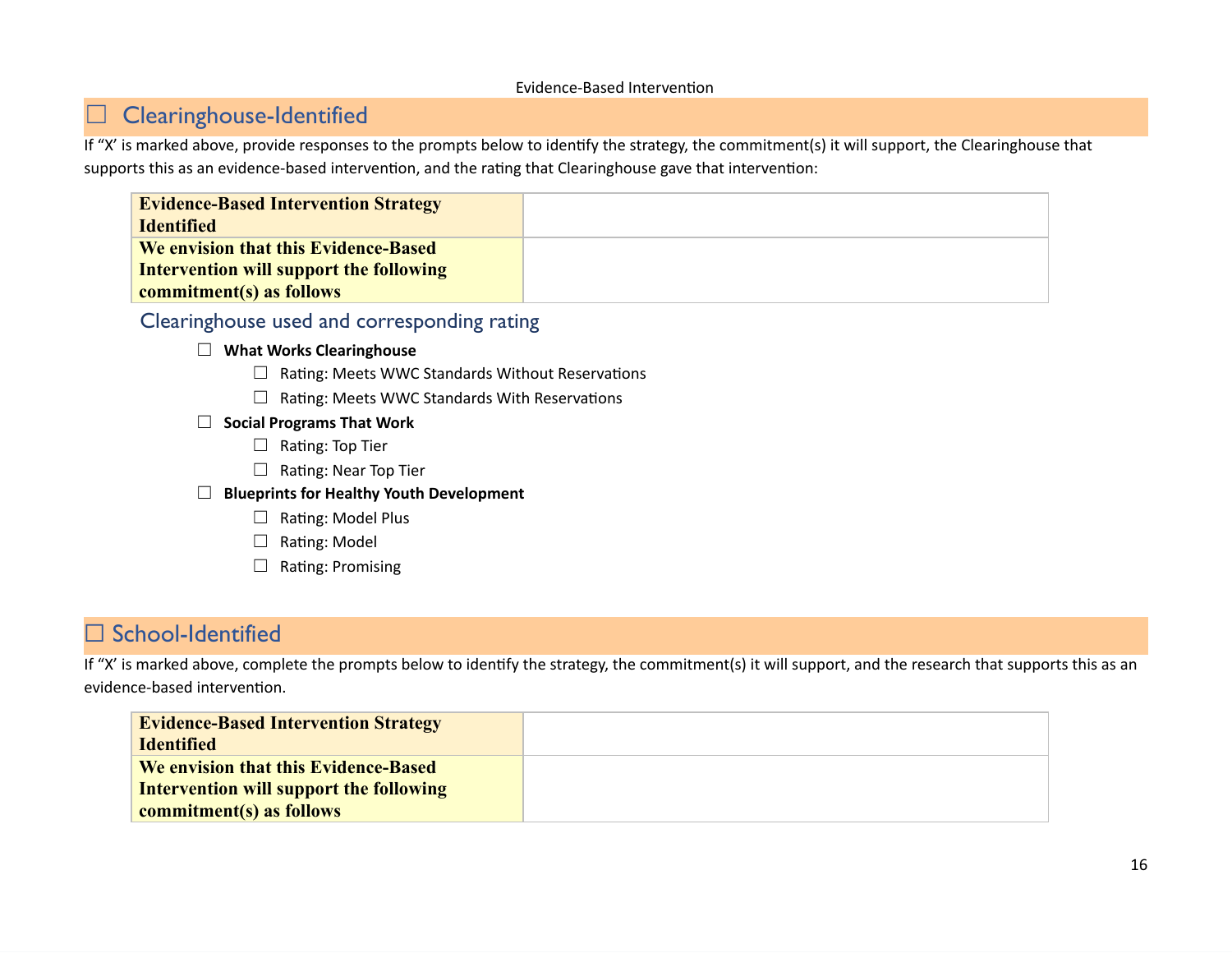Evidence-Based Intervention

## ☐ Clearinghouse-Identified

If "X' is marked above, provide responses to the prompts below to identify the strategy, the commitment(s) it will support, the Clearinghouse that supports this as an evidence-based intervention, and the rating that Clearinghouse gave that intervention:

| **Evidence-Based Intervention Strategy Identified** | |
|---|---|
| **We envision that this Evidence-Based Intervention will support the following commitment(s) as follows** | |

### Clearinghouse used and corresponding rating

- ☐ **What Works Clearinghouse**
  - ☐ Rating: Meets WWC Standards Without Reservations
  - ☐ Rating: Meets WWC Standards With Reservations
- ☐ **Social Programs That Work**
  - ☐ Rating: Top Tier
  - ☐ Rating: Near Top Tier
- ☐ **Blueprints for Healthy Youth Development**
  - ☐ Rating: Model Plus
  - ☐ Rating: Model
  - ☐ Rating: Promising

## ☐ School-Identified

If "X' is marked above, complete the prompts below to identify the strategy, the commitment(s) it will support, and the research that supports this as an evidence-based intervention.

| **Evidence-Based Intervention Strategy Identified** | |
|---|---|
| **We envision that this Evidence-Based Intervention will support the following commitment(s) as follows** | |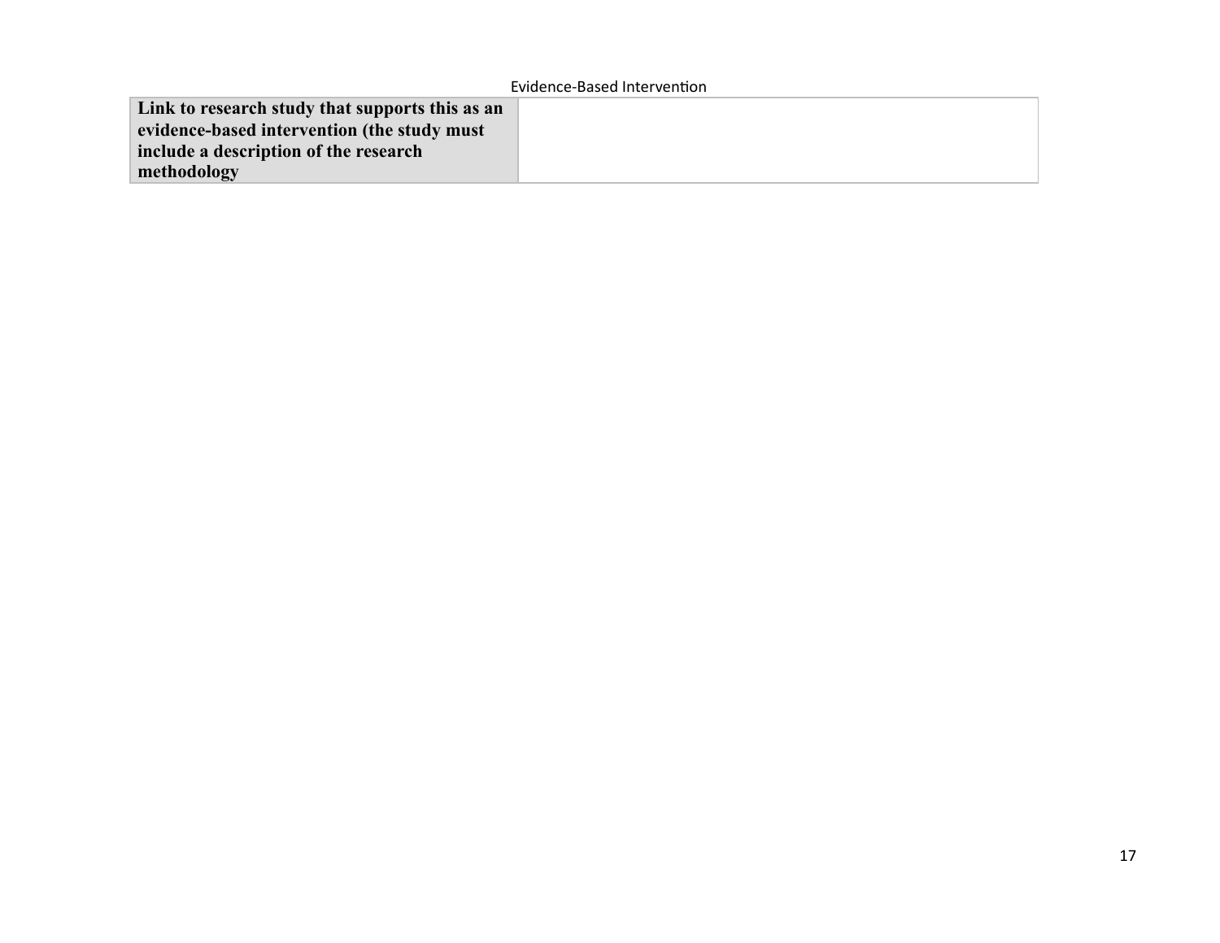| Link to research study that supports this as an evidence-based intervention (the study must include a description of the research methodology | |
|---|---|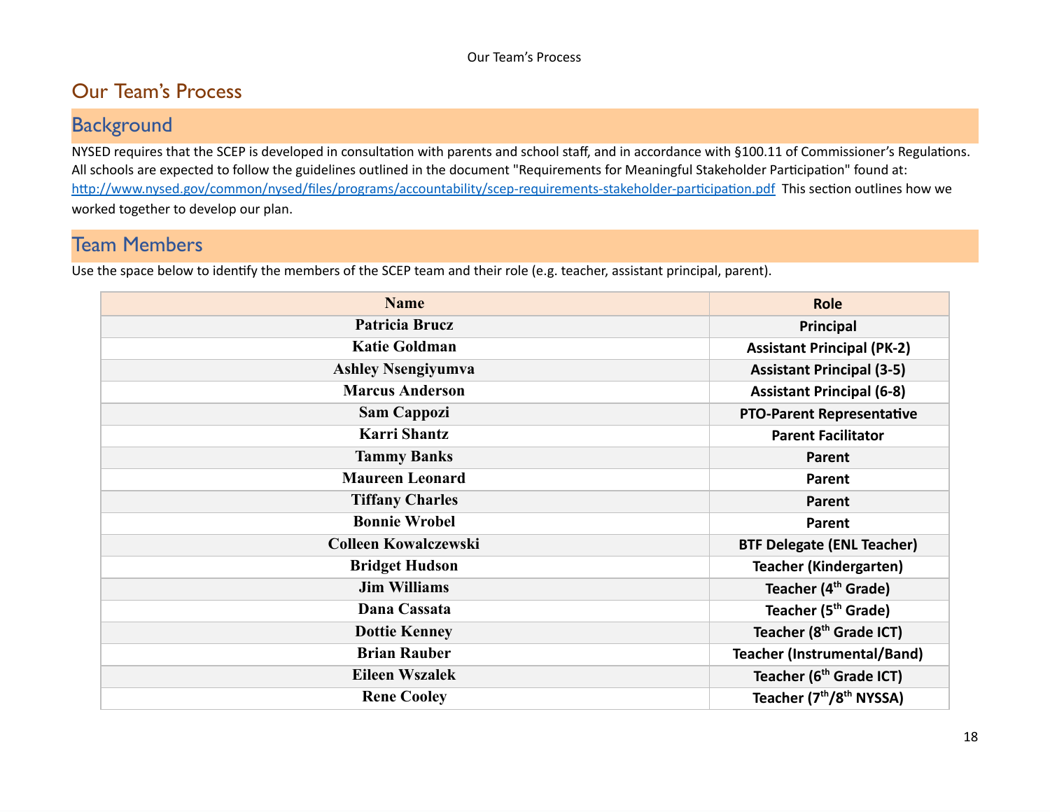# Our Team's Process

## Background

NYSED requires that the SCEP is developed in consultation with parents and school staff, and in accordance with §100.11 of Commissioner's Regulations. All schools are expected to follow the guidelines outlined in the document "Requirements for Meaningful Stakeholder Participation" found at: http://www.nysed.gov/common/nysed/files/programs/accountability/scep-requirements-stakeholder-participation.pdf This section outlines how we worked together to develop our plan.

## Team Members

Use the space below to identify the members of the SCEP team and their role (e.g. teacher, assistant principal, parent).

| Name | Role |
|---|---|
| Patricia Brucz | Principal |
| Katie Goldman | Assistant Principal (PK-2) |
| Ashley Nsengiyumva | Assistant Principal (3-5) |
| Marcus Anderson | Assistant Principal (6-8) |
| Sam Cappozi | PTO-Parent Representative |
| Karri Shantz | Parent Facilitator |
| Tammy Banks | Parent |
| Maureen Leonard | Parent |
| Tiffany Charles | Parent |
| Bonnie Wrobel | Parent |
| Colleen Kowalczewski | BTF Delegate (ENL Teacher) |
| Bridget Hudson | Teacher (Kindergarten) |
| Jim Williams | Teacher (4th Grade) |
| Dana Cassata | Teacher (5th Grade) |
| Dottie Kenney | Teacher (8th Grade ICT) |
| Brian Rauber | Teacher (Instrumental/Band) |
| Eileen Wszalek | Teacher (6th Grade ICT) |
| Rene Cooley | Teacher (7th/8th NYSSA) |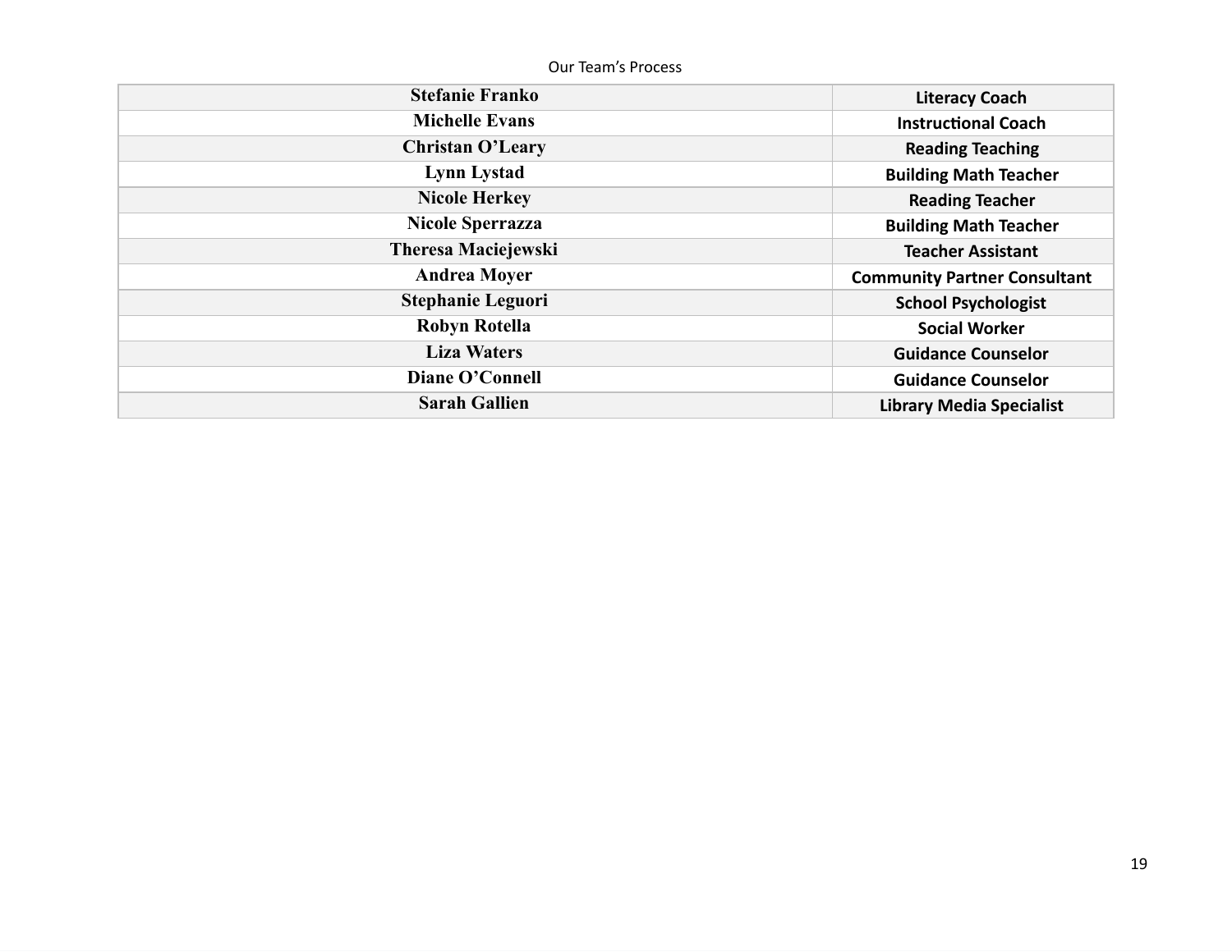Our Team’s Process

| Name | Role |
|---|---|
| **Stefanie Franko** | **Literacy Coach** |
| **Michelle Evans** | **Instructional Coach** |
| **Christan O’Leary** | **Reading Teaching** |
| **Lynn Lystad** | **Building Math Teacher** |
| **Nicole Herkey** | **Reading Teacher** |
| **Nicole Sperrazza** | **Building Math Teacher** |
| **Theresa Maciejewski** | **Teacher Assistant** |
| **Andrea Moyer** | **Community Partner Consultant** |
| **Stephanie Leguori** | **School Psychologist** |
| **Robyn Rotella** | **Social Worker** |
| **Liza Waters** | **Guidance Counselor** |
| **Diane O’Connell** | **Guidance Counselor** |
| **Sarah Gallien** | **Library Media Specialist** |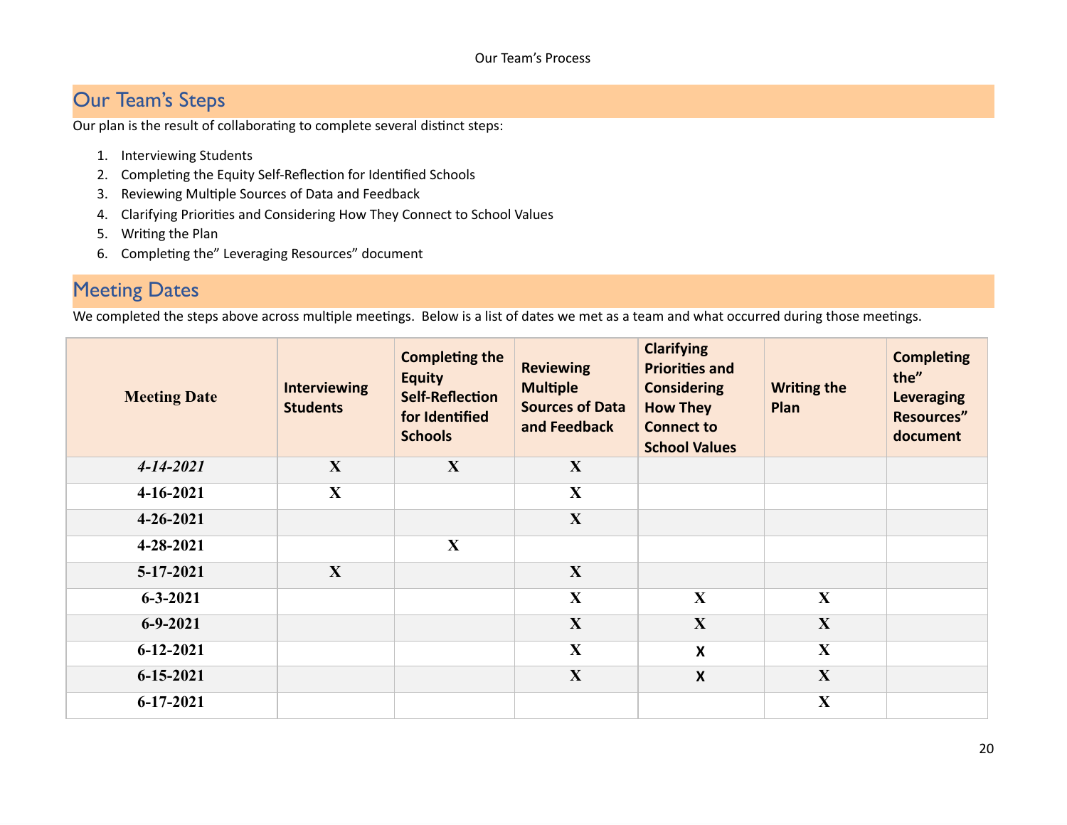Our Team's Process

## Our Team's Steps

Our plan is the result of collaborating to complete several distinct steps:

1. Interviewing Students
2. Completing the Equity Self-Reflection for Identified Schools
3. Reviewing Multiple Sources of Data and Feedback
4. Clarifying Priorities and Considering How They Connect to School Values
5. Writing the Plan
6. Completing the" Leveraging Resources" document

## Meeting Dates

We completed the steps above across multiple meetings. Below is a list of dates we met as a team and what occurred during those meetings.

| Meeting Date | Interviewing Students | Completing the Equity Self-Reflection for Identified Schools | Reviewing Multiple Sources of Data and Feedback | Clarifying Priorities and Considering How They Connect to School Values | Writing the Plan | Completing the" Leveraging Resources" document |
|---|---|---|---|---|---|---|
| *4-14-2021* | X | X | X | | | |
| 4-16-2021 | X | | X | | | |
| 4-26-2021 | | | X | | | |
| 4-28-2021 | | X | | | | |
| 5-17-2021 | X | | X | | | |
| 6-3-2021 | | | X | X | X | |
| 6-9-2021 | | | X | X | X | |
| 6-12-2021 | | | X | X | X | |
| 6-15-2021 | | | X | X | X | |
| 6-17-2021 | | | | | X | |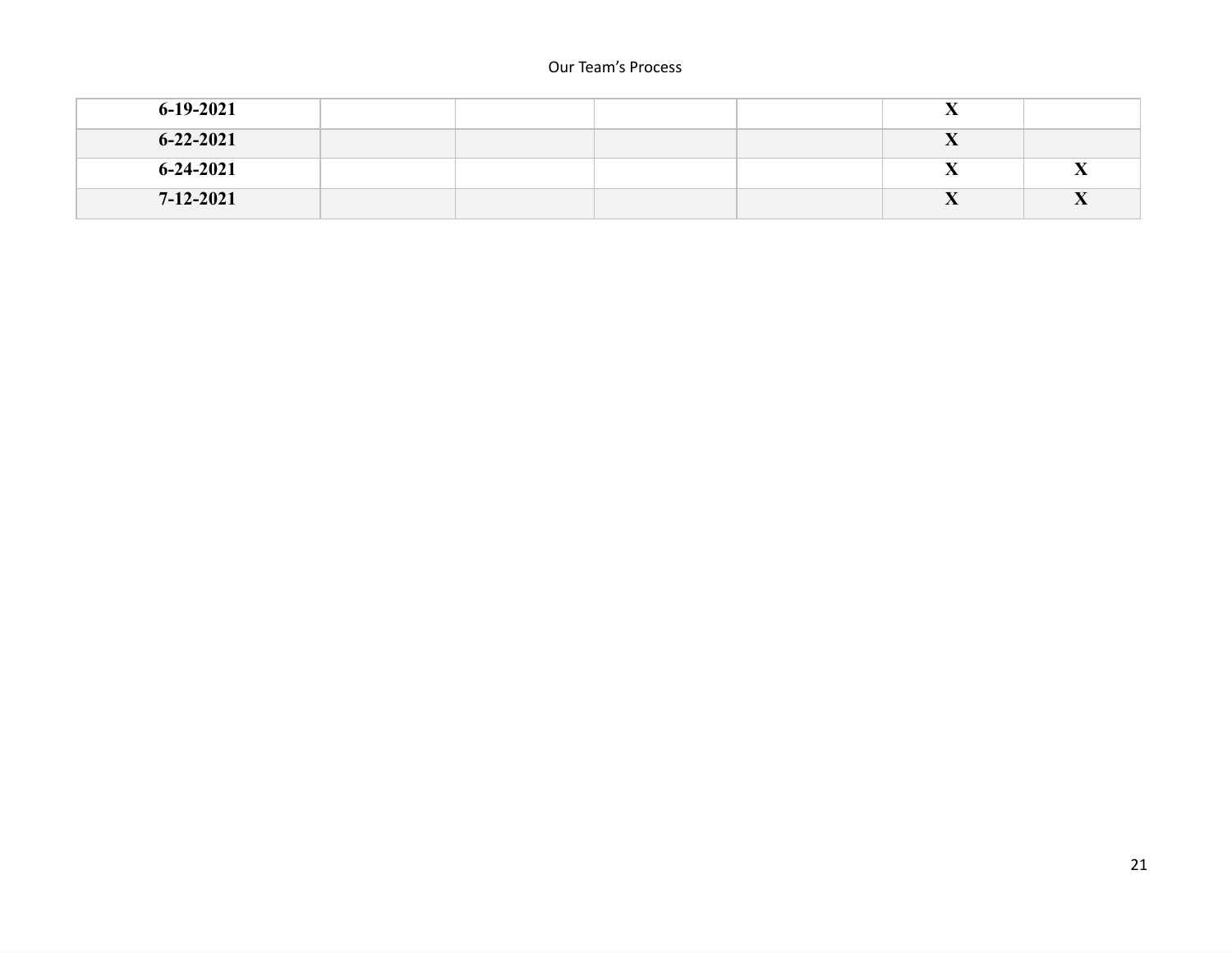| | | | | | | |
|---|---|---|---|---|---|---|
| **6-19-2021** | | | | | **X** | |
| **6-22-2021** | | | | | **X** | |
| **6-24-2021** | | | | | **X** | **X** |
| **7-12-2021** | | | | | **X** | **X** |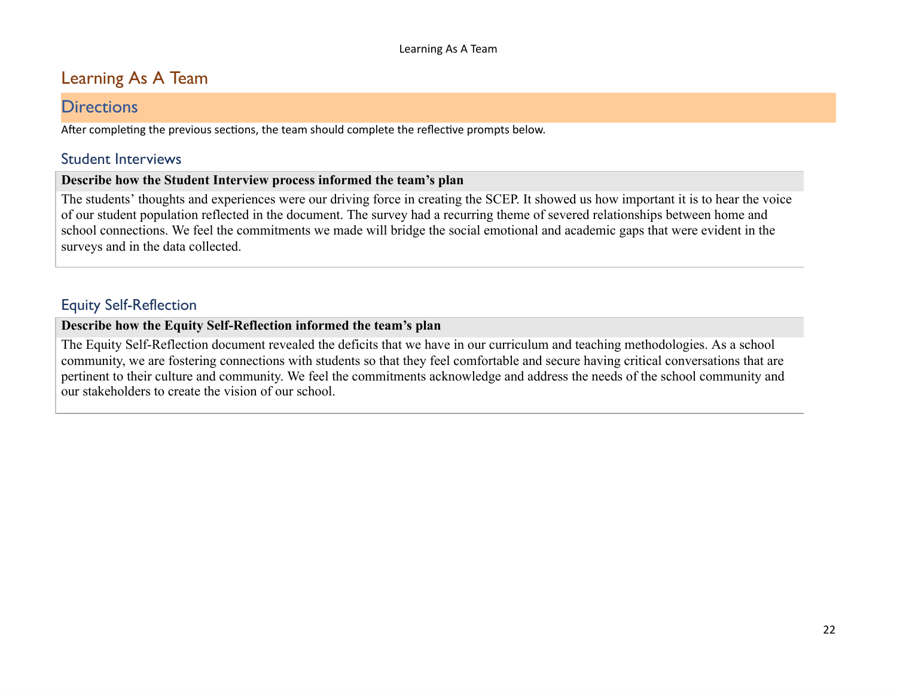# Learning As A Team

## Directions

After completing the previous sections, the team should complete the reflective prompts below.

### Student Interviews

| Describe how the Student Interview process informed the team's plan |
|---|
| The students' thoughts and experiences were our driving force in creating the SCEP. It showed us how important it is to hear the voice of our student population reflected in the document. The survey had a recurring theme of severed relationships between home and school connections. We feel the commitments we made will bridge the social emotional and academic gaps that were evident in the surveys and in the data collected. |

### Equity Self-Reflection

| Describe how the Equity Self-Reflection informed the team's plan |
|---|
| The Equity Self-Reflection document revealed the deficits that we have in our curriculum and teaching methodologies. As a school community, we are fostering connections with students so that they feel comfortable and secure having critical conversations that are pertinent to their culture and community. We feel the commitments acknowledge and address the needs of the school community and our stakeholders to create the vision of our school. |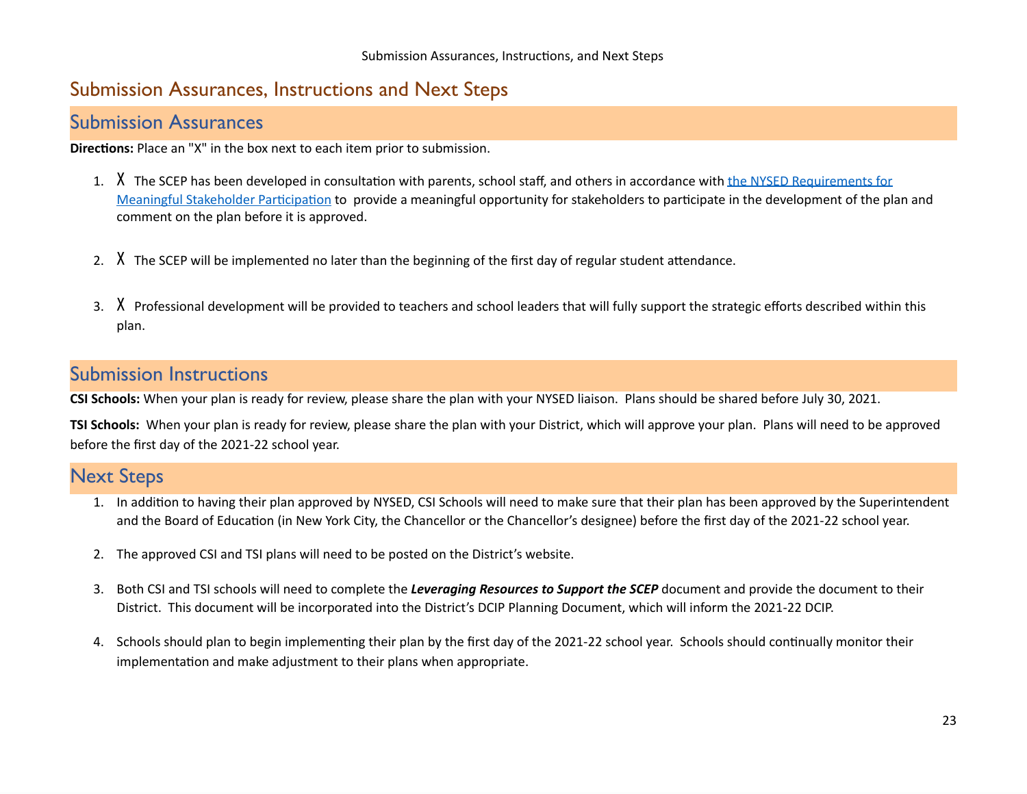# Submission Assurances, Instructions and Next Steps

## Submission Assurances

**Directions:** Place an "X" in the box next to each item prior to submission.

1. X The SCEP has been developed in consultation with parents, school staff, and others in accordance with [the NYSED Requirements for Meaningful Stakeholder Participation] to provide a meaningful opportunity for stakeholders to participate in the development of the plan and comment on the plan before it is approved.

2. X The SCEP will be implemented no later than the beginning of the first day of regular student attendance.

3. X Professional development will be provided to teachers and school leaders that will fully support the strategic efforts described within this plan.

## Submission Instructions

**CSI Schools:** When your plan is ready for review, please share the plan with your NYSED liaison. Plans should be shared before July 30, 2021.

**TSI Schools:** When your plan is ready for review, please share the plan with your District, which will approve your plan. Plans will need to be approved before the first day of the 2021-22 school year.

## Next Steps

1. In addition to having their plan approved by NYSED, CSI Schools will need to make sure that their plan has been approved by the Superintendent and the Board of Education (in New York City, the Chancellor or the Chancellor's designee) before the first day of the 2021-22 school year.

2. The approved CSI and TSI plans will need to be posted on the District's website.

3. Both CSI and TSI schools will need to complete the ***Leveraging Resources to Support the SCEP*** document and provide the document to their District. This document will be incorporated into the District's DCIP Planning Document, which will inform the 2021-22 DCIP.

4. Schools should plan to begin implementing their plan by the first day of the 2021-22 school year. Schools should continually monitor their implementation and make adjustment to their plans when appropriate.